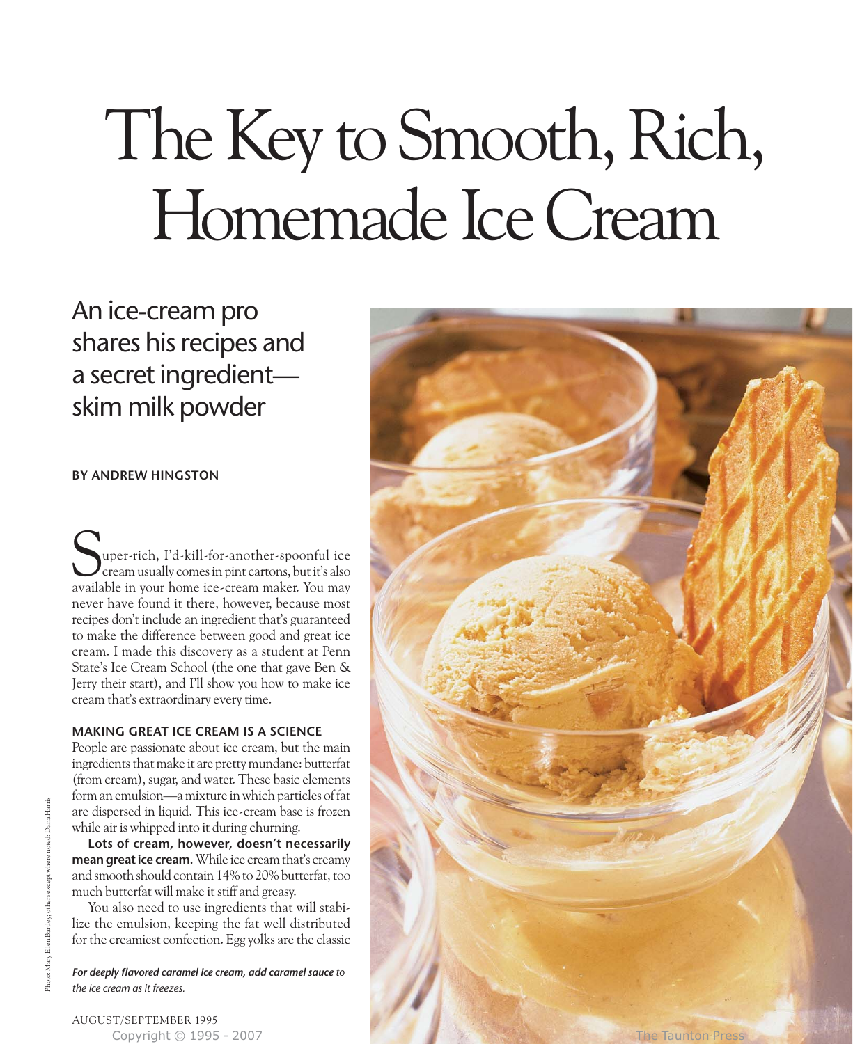# The Key to Smooth, Rich, Homemade Ice Cream

## An ice-cream pro shares his recipes and a secret ingredient—skim milk powder

**BY ANDREW HINGSTON**

Super-rich, I'd-kill-for-another-spoonful ice cream usually comes in pint cartons, but it's also available in your home ice-cream maker. You may never have found it there, however, because most recipes don't include an ingredient that's guaranteed to make the difference between good and great ice cream. I made this discovery as a student at Penn State's Ice Cream School (the one that gave Ben & Jerry their start), and I'll show you how to make ice cream that's extraordinary every time.

### MAKING GREAT ICE CREAM IS A SCIENCE

People are passionate about ice cream, but the main ingredients that make it are pretty mundane: butterfat (from cream), sugar, and water. These basic elements form an emulsion—a mixture in which particles of fat are dispersed in liquid. This ice-cream base is frozen while air is whipped into it during churning.

**Lots of cream, however, doesn't necessarily mean great ice cream.** While ice cream that's creamy and smooth should contain 14% to 20% butterfat, too much butterfat will make it stiff and greasy.

You also need to use ingredients that will stabilize the emulsion, keeping the fat well distributed for the creamiest confection. Egg yolks are the classic

***For deeply flavored caramel ice cream, add caramel sauce** to the ice cream as it freezes.*

Photo: Mary Ellen Bartley; others except where noted: Dana Harris

AUGUST/SEPTEMBER 1995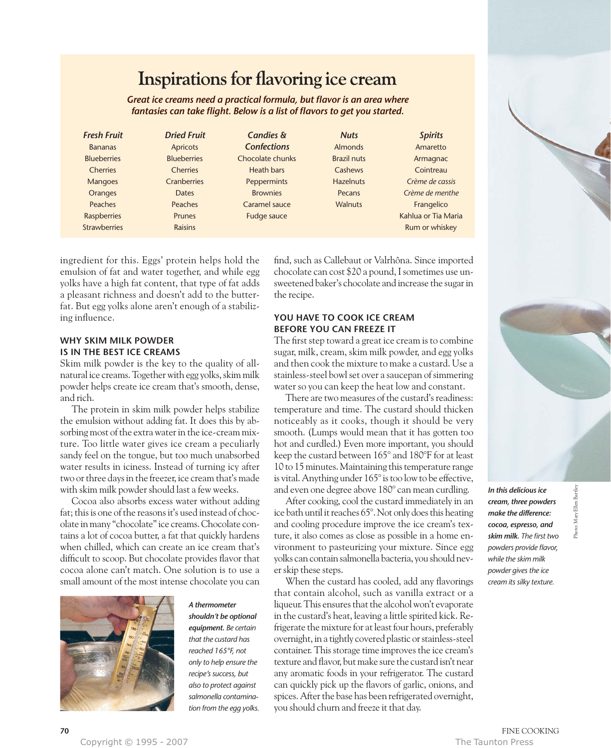## Inspirations for flavoring ice cream

***Great ice creams need a practical formula, but flavor is an area where fantasies can take flight. Below is a list of flavors to get you started.***

| *Fresh Fruit* | *Dried Fruit* | *Candies & Confections* | *Nuts* | *Spirits* |
|---|---|---|---|---|
| Bananas | Apricots | Chocolate chunks | Almonds | Amaretto |
| Blueberries | Blueberries | Heath bars | Brazil nuts | Armagnac |
| Cherries | Cherries | Peppermints | Cashews | Cointreau |
| Mangoes | Cranberries | Brownies | Hazelnuts | *Crème de cassis* |
| Oranges | Dates | Caramel sauce | Pecans | *Crème de menthe* |
| Peaches | Peaches | Fudge sauce | Walnuts | Frangelico |
| Raspberries | Prunes | | | Kahlua or Tia Maria |
| Strawberries | Raisins | | | Rum or whiskey |

ingredient for this. Eggs' protein helps hold the emulsion of fat and water together, and while egg yolks have a high fat content, that type of fat adds a pleasant richness and doesn't add to the butterfat. But egg yolks alone aren't enough of a stabilizing influence.

### WHY SKIM MILK POWDER IS IN THE BEST ICE CREAMS

Skim milk powder is the key to the quality of all-natural ice creams. Together with egg yolks, skim milk powder helps create ice cream that's smooth, dense, and rich.

The protein in skim milk powder helps stabilize the emulsion without adding fat. It does this by absorbing most of the extra water in the ice-cream mixture. Too little water gives ice cream a peculiarly sandy feel on the tongue, but too much unabsorbed water results in iciness. Instead of turning icy after two or three days in the freezer, ice cream that's made with skim milk powder should last a few weeks.

Cocoa also absorbs excess water without adding fat; this is one of the reasons it's used instead of chocolate in many "chocolate" ice creams. Chocolate contains a lot of cocoa butter, a fat that quickly hardens when chilled, which can create an ice cream that's difficult to scoop. But chocolate provides flavor that cocoa alone can't match. One solution is to use a small amount of the most intense chocolate you can find, such as Callebaut or Valrhôna. Since imported chocolate can cost $20 a pound, I sometimes use unsweetened baker's chocolate and increase the sugar in the recipe.

***A thermometer shouldn't be optional equipment.*** *Be certain that the custard has reached 165°F, not only to help ensure the recipe's success, but also to protect against salmonella contamination from the egg yolks.*

### YOU HAVE TO COOK ICE CREAM BEFORE YOU CAN FREEZE IT

The first step toward a great ice cream is to combine sugar, milk, cream, skim milk powder, and egg yolks and then cook the mixture to make a custard. Use a stainless-steel bowl set over a saucepan of simmering water so you can keep the heat low and constant.

There are two measures of the custard's readiness: temperature and time. The custard should thicken noticeably as it cooks, though it should be very smooth. (Lumps would mean that it has gotten too hot and curdled.) Even more important, you should keep the custard between 165° and 180°F for at least 10 to 15 minutes. Maintaining this temperature range is vital. Anything under 165° is too low to be effective, and even one degree above 180° can mean curdling.

After cooking, cool the custard immediately in an ice bath until it reaches 65°. Not only does this heating and cooling procedure improve the ice cream's texture, it also comes as close as possible in a home environment to pasteurizing your mixture. Since egg yolks can contain salmonella bacteria, you should never skip these steps.

When the custard has cooled, add any flavorings that contain alcohol, such as vanilla extract or a liqueur. This ensures that the alcohol won't evaporate in the custard's heat, leaving a little spirited kick. Refrigerate the mixture for at least four hours, preferably overnight, in a tightly covered plastic or stainless-steel container. This storage time improves the ice cream's texture and flavor, but make sure the custard isn't near any aromatic foods in your refrigerator. The custard can quickly pick up the flavors of garlic, onions, and spices. After the base has been refrigerated overnight, you should churn and freeze it that day.

***In this delicious ice cream, three powders make the difference: cocoa, espresso, and skim milk.*** *The first two powders provide flavor, while the skim milk powder gives the ice cream its silky texture.*

Photo: Mary Ellen Bartley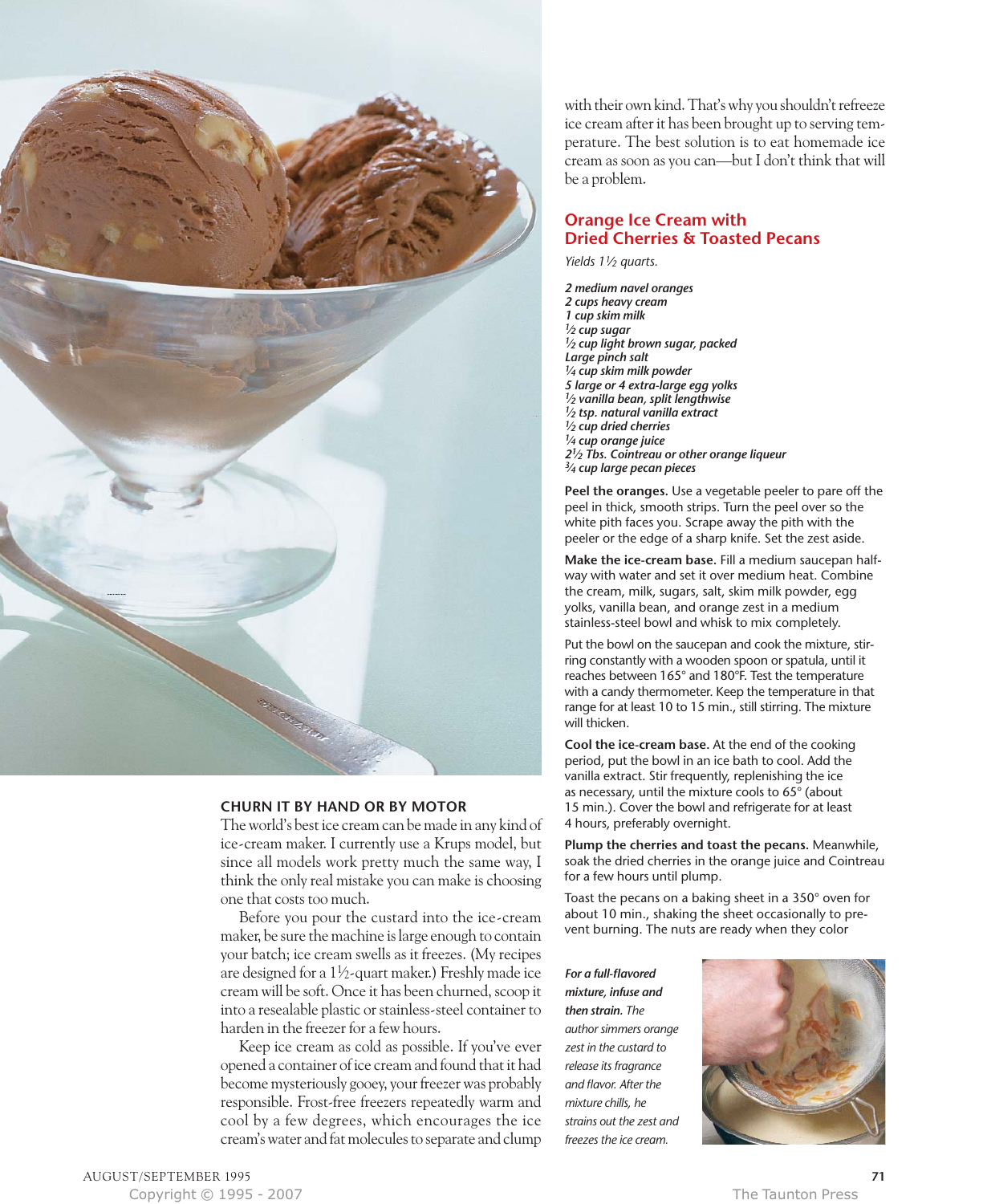## CHURN IT BY HAND OR BY MOTOR

The world's best ice cream can be made in any kind of ice-cream maker. I currently use a Krups model, but since all models work pretty much the same way, I think the only real mistake you can make is choosing one that costs too much.

Before you pour the custard into the ice-cream maker, be sure the machine is large enough to contain your batch; ice cream swells as it freezes. (My recipes are designed for a 1½-quart maker.) Freshly made ice cream will be soft. Once it has been churned, scoop it into a resealable plastic or stainless-steel container to harden in the freezer for a few hours.

Keep ice cream as cold as possible. If you've ever opened a container of ice cream and found that it had become mysteriously gooey, your freezer was probably responsible. Frost-free freezers repeatedly warm and cool by a few degrees, which encourages the ice cream's water and fat molecules to separate and clump with their own kind. That's why you shouldn't refreeze ice cream after it has been brought up to serving temperature. The best solution is to eat homemade ice cream as soon as you can—but I don't think that will be a problem.

## Orange Ice Cream with Dried Cherries & Toasted Pecans

*Yields 1½ quarts.*

***2 medium navel oranges***
***2 cups heavy cream***
***1 cup skim milk***
***½ cup sugar***
***½ cup light brown sugar, packed***
***Large pinch salt***
***¼ cup skim milk powder***
***5 large or 4 extra-large egg yolks***
***½ vanilla bean, split lengthwise***
***½ tsp. natural vanilla extract***
***½ cup dried cherries***
***¼ cup orange juice***
***2½ Tbs. Cointreau or other orange liqueur***
***¾ cup large pecan pieces***

**Peel the oranges.** Use a vegetable peeler to pare off the peel in thick, smooth strips. Turn the peel over so the white pith faces you. Scrape away the pith with the peeler or the edge of a sharp knife. Set the zest aside.

**Make the ice-cream base.** Fill a medium saucepan halfway with water and set it over medium heat. Combine the cream, milk, sugars, salt, skim milk powder, egg yolks, vanilla bean, and orange zest in a medium stainless-steel bowl and whisk to mix completely.

Put the bowl on the saucepan and cook the mixture, stirring constantly with a wooden spoon or spatula, until it reaches between 165° and 180°F. Test the temperature with a candy thermometer. Keep the temperature in that range for at least 10 to 15 min., still stirring. The mixture will thicken.

**Cool the ice-cream base.** At the end of the cooking period, put the bowl in an ice bath to cool. Add the vanilla extract. Stir frequently, replenishing the ice as necessary, until the mixture cools to 65° (about 15 min.). Cover the bowl and refrigerate for at least 4 hours, preferably overnight.

**Plump the cherries and toast the pecans.** Meanwhile, soak the dried cherries in the orange juice and Cointreau for a few hours until plump.

Toast the pecans on a baking sheet in a 350° oven for about 10 min., shaking the sheet occasionally to prevent burning. The nuts are ready when they color

***For a full-flavored mixture, infuse and then strain.*** *The author simmers orange zest in the custard to release its fragrance and flavor. After the mixture chills, he strains out the zest and freezes the ice cream.*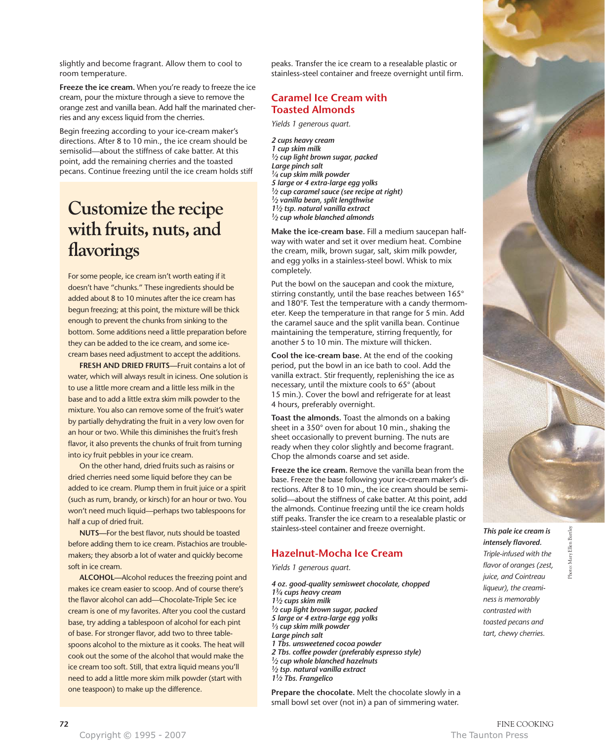slightly and become fragrant. Allow them to cool to room temperature.

**Freeze the ice cream.** When you're ready to freeze the ice cream, pour the mixture through a sieve to remove the orange zest and vanilla bean. Add half the marinated cherries and any excess liquid from the cherries.

Begin freezing according to your ice-cream maker's directions. After 8 to 10 min., the ice cream should be semisolid—about the stiffness of cake batter. At this point, add the remaining cherries and the toasted pecans. Continue freezing until the ice cream holds stiff peaks. Transfer the ice cream to a resealable plastic or stainless-steel container and freeze overnight until firm.

## Customize the recipe with fruits, nuts, and flavorings

For some people, ice cream isn't worth eating if it doesn't have "chunks." These ingredients should be added about 8 to 10 minutes after the ice cream has begun freezing; at this point, the mixture will be thick enough to prevent the chunks from sinking to the bottom. Some additions need a little preparation before they can be added to the ice cream, and some ice-cream bases need adjustment to accept the additions.

**FRESH AND DRIED FRUITS**—Fruit contains a lot of water, which will always result in iciness. One solution is to use a little more cream and a little less milk in the base and to add a little extra skim milk powder to the mixture. You also can remove some of the fruit's water by partially dehydrating the fruit in a very low oven for an hour or two. While this diminishes the fruit's fresh flavor, it also prevents the chunks of fruit from turning into icy fruit pebbles in your ice cream.

On the other hand, dried fruits such as raisins or dried cherries need some liquid before they can be added to ice cream. Plump them in fruit juice or a spirit (such as rum, brandy, or kirsch) for an hour or two. You won't need much liquid—perhaps two tablespoons for half a cup of dried fruit.

**NUTS**—For the best flavor, nuts should be toasted before adding them to ice cream. Pistachios are trouble-makers; they absorb a lot of water and quickly become soft in ice cream.

**ALCOHOL**—Alcohol reduces the freezing point and makes ice cream easier to scoop. And of course there's the flavor alcohol can add—Chocolate-Triple Sec ice cream is one of my favorites. After you cool the custard base, try adding a tablespoon of alcohol for each pint of base. For stronger flavor, add two to three table-spoons alcohol to the mixture as it cooks. The heat will cook out the some of the alcohol that would make the ice cream too soft. Still, that extra liquid means you'll need to add a little more skim milk powder (start with one teaspoon) to make up the difference.

## Caramel Ice Cream with Toasted Almonds

*Yields 1 generous quart.*

***2 cups heavy cream***
***1 cup skim milk***
***½ cup light brown sugar, packed***
***Large pinch salt***
***¼ cup skim milk powder***
***5 large or 4 extra-large egg yolks***
***½ cup caramel sauce (see recipe at right)***
***½ vanilla bean, split lengthwise***
***1½ tsp. natural vanilla extract***
***½ cup whole blanched almonds***

**Make the ice-cream base.** Fill a medium saucepan half-way with water and set it over medium heat. Combine the cream, milk, brown sugar, salt, skim milk powder, and egg yolks in a stainless-steel bowl. Whisk to mix completely.

Put the bowl on the saucepan and cook the mixture, stirring constantly, until the base reaches between 165° and 180°F. Test the temperature with a candy thermom-eter. Keep the temperature in that range for 5 min. Add the caramel sauce and the split vanilla bean. Continue maintaining the temperature, stirring frequently, for another 5 to 10 min. The mixture will thicken.

**Cool the ice-cream base.** At the end of the cooking period, put the bowl in an ice bath to cool. Add the vanilla extract. Stir frequently, replenishing the ice as necessary, until the mixture cools to 65° (about 15 min.). Cover the bowl and refrigerate for at least 4 hours, preferably overnight.

**Toast the almonds.** Toast the almonds on a baking sheet in a 350° oven for about 10 min., shaking the sheet occasionally to prevent burning. The nuts are ready when they color slightly and become fragrant. Chop the almonds coarse and set aside.

**Freeze the ice cream.** Remove the vanilla bean from the base. Freeze the base following your ice-cream maker's di-rections. After 8 to 10 min., the ice cream should be semi-solid—about the stiffness of cake batter. At this point, add the almonds. Continue freezing until the ice cream holds stiff peaks. Transfer the ice cream to a resealable plastic or stainless-steel container and freeze overnight.

## Hazelnut-Mocha Ice Cream

*Yields 1 generous quart.*

***4 oz. good-quality semisweet chocolate, chopped***
***1¾ cups heavy cream***
***1½ cups skim milk***
***½ cup light brown sugar, packed***
***5 large or 4 extra-large egg yolks***
***⅓ cup skim milk powder***
***Large pinch salt***
***1 Tbs. unsweetened cocoa powder***
***2 Tbs. coffee powder (preferably espresso style)***
***½ cup whole blanched hazelnuts***
***½ tsp. natural vanilla extract***
***1½ Tbs. Frangelico***

**Prepare the chocolate.** Melt the chocolate slowly in a small bowl set over (not in) a pan of simmering water.

***This pale ice cream is intensely flavored.*** *Triple-infused with the flavor of oranges (zest, juice, and Cointreau liqueur), the creami-ness is memorably contrasted with toasted pecans and tart, chewy cherries.*

Photo: Mary Ellen Bartley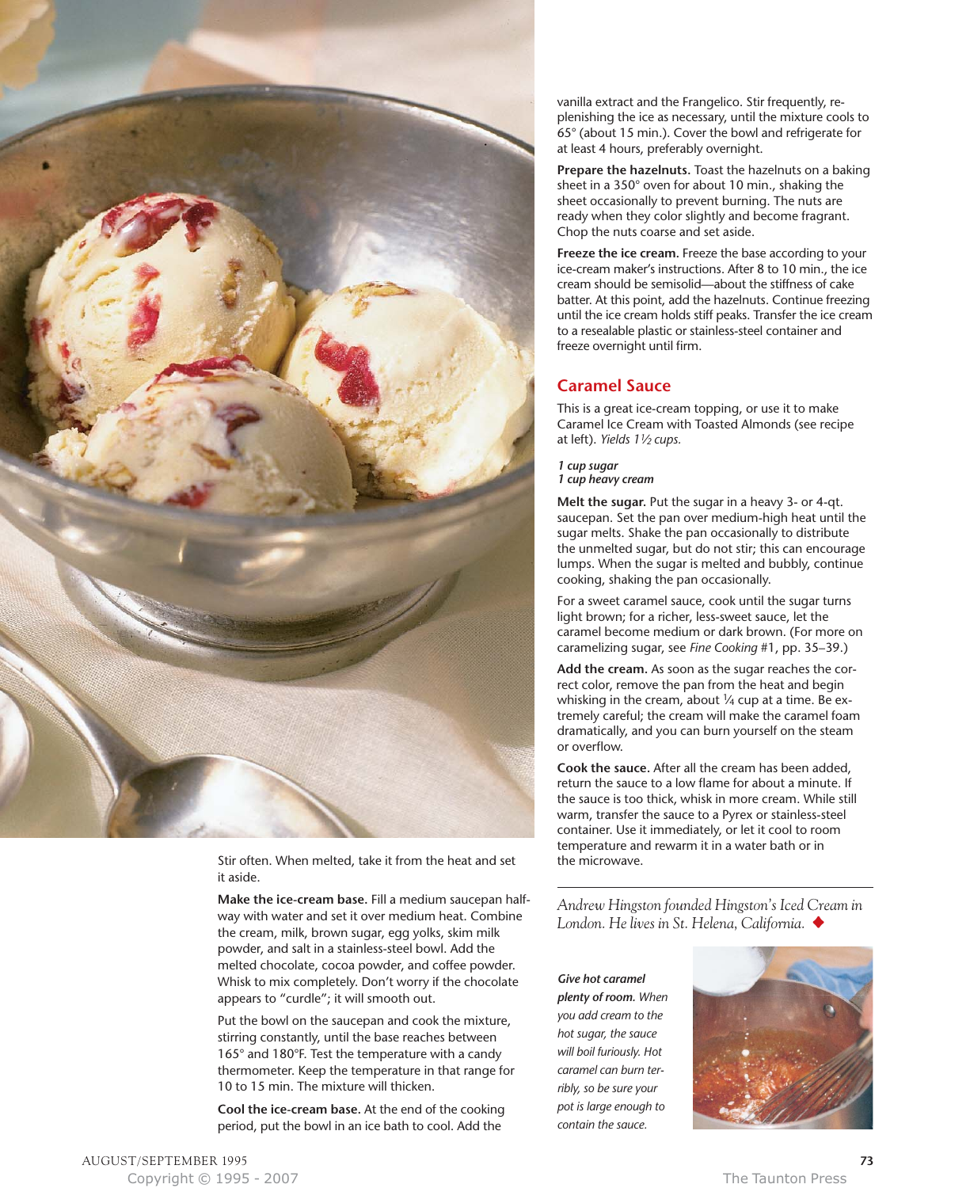Stir often. When melted, take it from the heat and set it aside.

**Make the ice-cream base.** Fill a medium saucepan halfway with water and set it over medium heat. Combine the cream, milk, brown sugar, egg yolks, skim milk powder, and salt in a stainless-steel bowl. Add the melted chocolate, cocoa powder, and coffee powder. Whisk to mix completely. Don't worry if the chocolate appears to "curdle"; it will smooth out.

Put the bowl on the saucepan and cook the mixture, stirring constantly, until the base reaches between 165° and 180°F. Test the temperature with a candy thermometer. Keep the temperature in that range for 10 to 15 min. The mixture will thicken.

**Cool the ice-cream base.** At the end of the cooking period, put the bowl in an ice bath to cool. Add the vanilla extract and the Frangelico. Stir frequently, replenishing the ice as necessary, until the mixture cools to 65° (about 15 min.). Cover the bowl and refrigerate for at least 4 hours, preferably overnight.

**Prepare the hazelnuts.** Toast the hazelnuts on a baking sheet in a 350° oven for about 10 min., shaking the sheet occasionally to prevent burning. The nuts are ready when they color slightly and become fragrant. Chop the nuts coarse and set aside.

**Freeze the ice cream.** Freeze the base according to your ice-cream maker's instructions. After 8 to 10 min., the ice cream should be semisolid—about the stiffness of cake batter. At this point, add the hazelnuts. Continue freezing until the ice cream holds stiff peaks. Transfer the ice cream to a resealable plastic or stainless-steel container and freeze overnight until firm.

## Caramel Sauce

This is a great ice-cream topping, or use it to make Caramel Ice Cream with Toasted Almonds (see recipe at left). *Yields 1½ cups.*

*1 cup sugar*
*1 cup heavy cream*

**Melt the sugar.** Put the sugar in a heavy 3- or 4-qt. saucepan. Set the pan over medium-high heat until the sugar melts. Shake the pan occasionally to distribute the unmelted sugar, but do not stir; this can encourage lumps. When the sugar is melted and bubbly, continue cooking, shaking the pan occasionally.

For a sweet caramel sauce, cook until the sugar turns light brown; for a richer, less-sweet sauce, let the caramel become medium or dark brown. (For more on caramelizing sugar, see *Fine Cooking* #1, pp. 35–39.)

**Add the cream.** As soon as the sugar reaches the correct color, remove the pan from the heat and begin whisking in the cream, about ¼ cup at a time. Be extremely careful; the cream will make the caramel foam dramatically, and you can burn yourself on the steam or overflow.

**Cook the sauce.** After all the cream has been added, return the sauce to a low flame for about a minute. If the sauce is too thick, whisk in more cream. While still warm, transfer the sauce to a Pyrex or stainless-steel container. Use it immediately, or let it cool to room temperature and rewarm it in a water bath or in the microwave.

*Andrew Hingston founded Hingston's Iced Cream in London. He lives in St. Helena, California.* ◆

***Give hot caramel plenty of room.*** *When you add cream to the hot sugar, the sauce will boil furiously. Hot caramel can burn terribly, so be sure your pot is large enough to contain the sauce.*